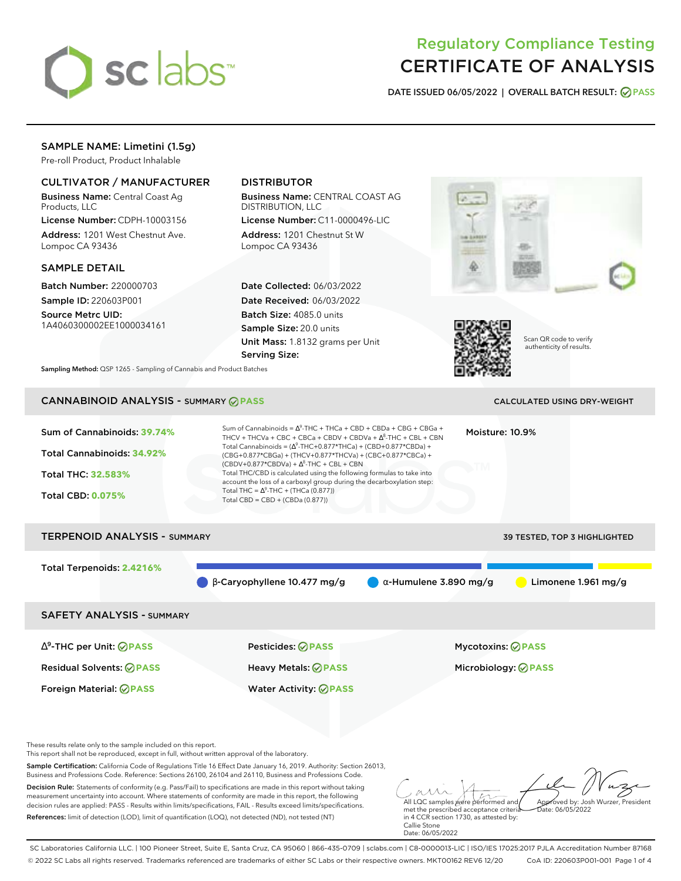# Regulatory Compliance Testing
# CERTIFICATE OF ANALYSIS

**DATE ISSUED** 06/05/2022 | **OVERALL BATCH RESULT:** PASS

## SAMPLE NAME: Limetini (1.5g)

Pre-roll Product, Product Inhalable

### CULTIVATOR / MANUFACTURER

**Business Name:** Central Coast Ag Products, LLC
**License Number:** CDPH-10003156
**Address:** 1201 West Chestnut Ave. Lompoc CA 93436

### DISTRIBUTOR

**Business Name:** CENTRAL COAST AG DISTRIBUTION, LLC
**License Number:** C11-0000496-LIC
**Address:** 1201 Chestnut St W Lompoc CA 93436

### SAMPLE DETAIL

**Batch Number:** 220000703
**Sample ID:** 220603P001
**Source Metrc UID:** 1A4060300002EE1000034161

**Date Collected:** 06/03/2022
**Date Received:** 06/03/2022
**Batch Size:** 4085.0 units
**Sample Size:** 20.0 units
**Unit Mass:** 1.8132 grams per Unit
**Serving Size:**

Scan QR code to verify authenticity of results.

**Sampling Method:** QSP 1265 - Sampling of Cannabis and Product Batches

## CANNABINOID ANALYSIS - SUMMARY PASS

CALCULATED USING DRY-WEIGHT

**Sum of Cannabinoids:** 39.74%
**Total Cannabinoids:** 34.92%
**Total THC:** 32.583%
**Total CBD:** 0.075%

Sum of Cannabinoids = $\Delta^9$-THC + THCa + CBD + CBDa + CBG + CBGa + THCV + THCVa + CBC + CBCa + CBDV + CBDVa + $\Delta^8$-THC + CBL + CBN
Total Cannabinoids = ($\Delta^9$-THC+0.877*THCa) + (CBD+0.877*CBDa) + (CBG+0.877*CBGa) + (THCV+0.877*THCVa) + (CBC+0.877*CBCa) + (CBDV+0.877*CBDVa) + $\Delta^8$-THC + CBL + CBN
Total THC/CBD is calculated using the following formulas to take into account the loss of a carboxyl group during the decarboxylation step:
Total THC = $\Delta^9$-THC + (THCa (0.877))
Total CBD = CBD + (CBDa (0.877))

**Moisture:** 10.9%

## TERPENOID ANALYSIS - SUMMARY

39 TESTED, TOP 3 HIGHLIGHTED

**Total Terpenoids:** 2.4216%

β-Caryophyllene 10.477 mg/g
α-Humulene 3.890 mg/g
Limonene 1.961 mg/g

## SAFETY ANALYSIS - SUMMARY

| | | |
|---|---|---|
| $\Delta^9$-THC per Unit: PASS | Pesticides: PASS | Mycotoxins: PASS |
| Residual Solvents: PASS | Heavy Metals: PASS | Microbiology: PASS |
| Foreign Material: PASS | Water Activity: PASS | |

These results relate only to the sample included on this report.
This report shall not be reproduced, except in full, without written approval of the laboratory.

**Sample Certification:** California Code of Regulations Title 16 Effect Date January 16, 2019. Authority: Section 26013, Business and Professions Code. Reference: Sections 26100, 26104 and 26110, Business and Professions Code.

**Decision Rule:** Statements of conformity (e.g. Pass/Fail) to specifications are made in this report without taking measurement uncertainty into account. Where statements of conformity are made in this report, the following decision rules are applied: PASS - Results within limits/specifications, FAIL - Results exceed limits/specifications.

**References:** limit of detection (LOD), limit of quantification (LOQ), not detected (ND), not tested (NT)

All LQC samples were performed and met the prescribed acceptance criteria in 4 CCR section 1730, as attested by: Callie Stone
Date: 06/05/2022

Approved by: Josh Wurzer, President
Date: 06/05/2022

SC Laboratories California LLC. | 100 Pioneer Street, Suite E, Santa Cruz, CA 95060 | 866-435-0709 | sclabs.com | C8-0000013-LIC | ISO/IES 17025:2017 PJLA Accreditation Number 87168
© 2022 SC Labs all rights reserved. Trademarks referenced are trademarks of either SC Labs or their respective owners. MKT00162 REV6 12/20 CoA ID: 220603P001-001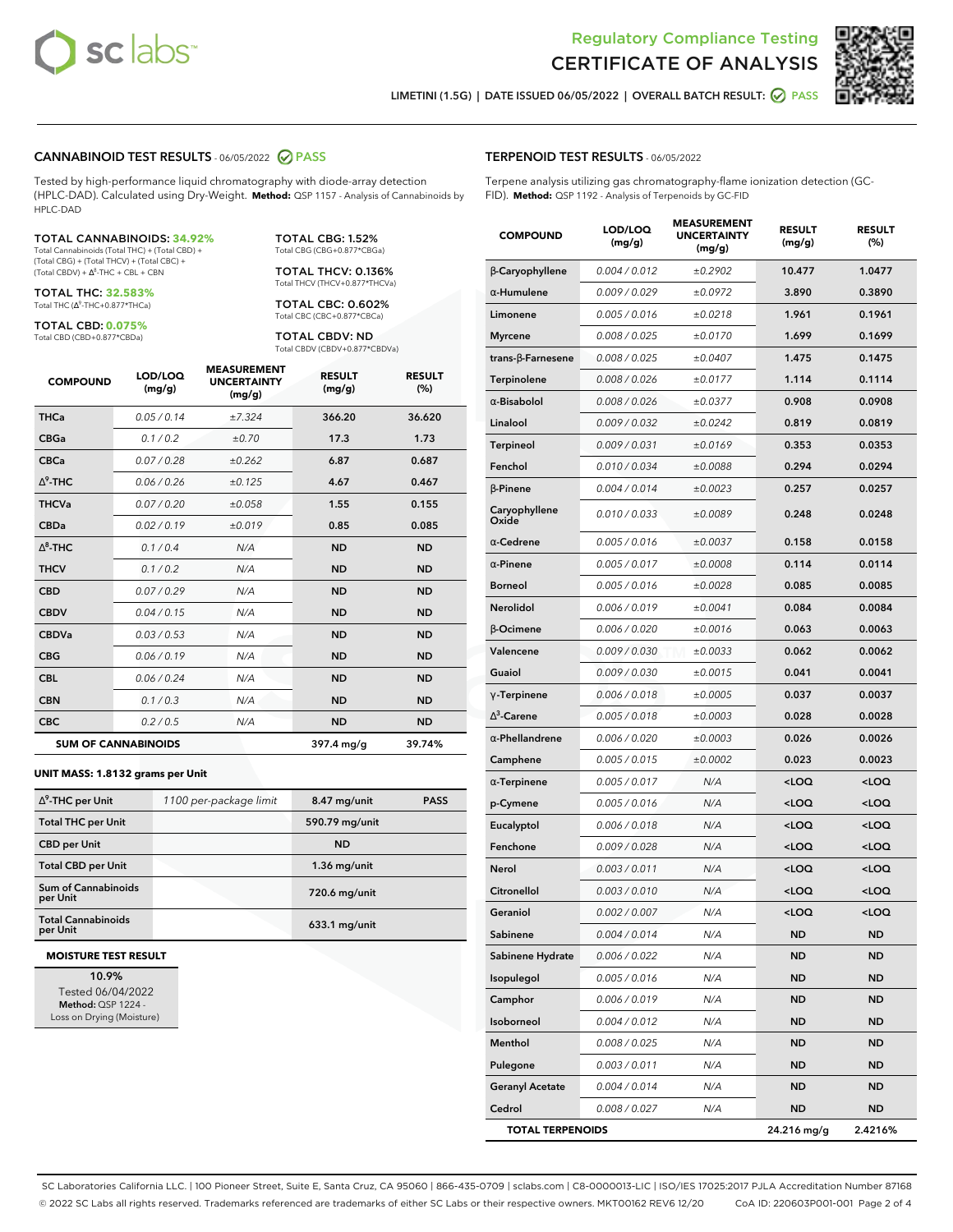# Regulatory Compliance Testing
# CERTIFICATE OF ANALYSIS

LIMETINI (1.5G) | DATE ISSUED 06/05/2022 | OVERALL BATCH RESULT: PASS

## CANNABINOID TEST RESULTS - 06/05/2022 PASS

Tested by high-performance liquid chromatography with diode-array detection (HPLC-DAD). Calculated using Dry-Weight. **Method:** QSP 1157 - Analysis of Cannabinoids by HPLC-DAD

**TOTAL CANNABINOIDS: 34.92%**
Total Cannabinoids (Total THC) + (Total CBD) + (Total CBG) + (Total THCV) + (Total CBC) + (Total CBDV) + $\Delta^8$-THC + CBL + CBN

**TOTAL THC: 32.583%**
Total THC ($\Delta^9$-THC+0.877*THCa)

**TOTAL CBD: 0.075%**
Total CBD (CBD+0.877*CBDa)

**TOTAL CBG: 1.52%**
Total CBG (CBG+0.877*CBGa)

**TOTAL THCV: 0.136%**
Total THCV (THCV+0.877*THCVa)

**TOTAL CBC: 0.602%**
Total CBC (CBC+0.877*CBCa)

**TOTAL CBDV: ND**
Total CBDV (CBDV+0.877*CBDVa)

| COMPOUND | LOD/LOQ (mg/g) | MEASUREMENT UNCERTAINTY (mg/g) | RESULT (mg/g) | RESULT (%) |
|---|---|---|---|---|
| THCa | 0.05 / 0.14 | ±7.324 | 366.20 | 36.620 |
| CBGa | 0.1 / 0.2 | ±0.70 | 17.3 | 1.73 |
| CBCa | 0.07 / 0.28 | ±0.262 | 6.87 | 0.687 |
| $\Delta^9$-THC | 0.06 / 0.26 | ±0.125 | 4.67 | 0.467 |
| THCVa | 0.07 / 0.20 | ±0.058 | 1.55 | 0.155 |
| CBDa | 0.02 / 0.19 | ±0.019 | 0.85 | 0.085 |
| $\Delta^8$-THC | 0.1 / 0.4 | N/A | ND | ND |
| THCV | 0.1 / 0.2 | N/A | ND | ND |
| CBD | 0.07 / 0.29 | N/A | ND | ND |
| CBDV | 0.04 / 0.15 | N/A | ND | ND |
| CBDVa | 0.03 / 0.53 | N/A | ND | ND |
| CBG | 0.06 / 0.19 | N/A | ND | ND |
| CBL | 0.06 / 0.24 | N/A | ND | ND |
| CBN | 0.1 / 0.3 | N/A | ND | ND |
| CBC | 0.2 / 0.5 | N/A | ND | ND |
| **SUM OF CANNABINOIDS** | | | 397.4 mg/g | 39.74% |

**UNIT MASS: 1.8132 grams per Unit**

| | | | |
|---|---|---|---|
| $\Delta^9$-THC per Unit | 1100 per-package limit | 8.47 mg/unit | PASS |
| Total THC per Unit | | 590.79 mg/unit | |
| CBD per Unit | | ND | |
| Total CBD per Unit | | 1.36 mg/unit | |
| Sum of Cannabinoids per Unit | | 720.6 mg/unit | |
| Total Cannabinoids per Unit | | 633.1 mg/unit | |

### MOISTURE TEST RESULT

10.9%
Tested 06/04/2022
**Method:** QSP 1224 - Loss on Drying (Moisture)

## TERPENOID TEST RESULTS - 06/05/2022

Terpene analysis utilizing gas chromatography-flame ionization detection (GC-FID). **Method:** QSP 1192 - Analysis of Terpenoids by GC-FID

| COMPOUND | LOD/LOQ (mg/g) | MEASUREMENT UNCERTAINTY (mg/g) | RESULT (mg/g) | RESULT (%) |
|---|---|---|---|---|
| β-Caryophyllene | 0.004 / 0.012 | ±0.2902 | 10.477 | 1.0477 |
| α-Humulene | 0.009 / 0.029 | ±0.0972 | 3.890 | 0.3890 |
| Limonene | 0.005 / 0.016 | ±0.0218 | 1.961 | 0.1961 |
| Myrcene | 0.008 / 0.025 | ±0.0170 | 1.699 | 0.1699 |
| trans-β-Farnesene | 0.008 / 0.025 | ±0.0407 | 1.475 | 0.1475 |
| Terpinolene | 0.008 / 0.026 | ±0.0177 | 1.114 | 0.1114 |
| α-Bisabolol | 0.008 / 0.026 | ±0.0377 | 0.908 | 0.0908 |
| Linalool | 0.009 / 0.032 | ±0.0242 | 0.819 | 0.0819 |
| Terpineol | 0.009 / 0.031 | ±0.0169 | 0.353 | 0.0353 |
| Fenchol | 0.010 / 0.034 | ±0.0088 | 0.294 | 0.0294 |
| β-Pinene | 0.004 / 0.014 | ±0.0023 | 0.257 | 0.0257 |
| Caryophyllene Oxide | 0.010 / 0.033 | ±0.0089 | 0.248 | 0.0248 |
| α-Cedrene | 0.005 / 0.016 | ±0.0037 | 0.158 | 0.0158 |
| α-Pinene | 0.005 / 0.017 | ±0.0008 | 0.114 | 0.0114 |
| Borneol | 0.005 / 0.016 | ±0.0028 | 0.085 | 0.0085 |
| Nerolidol | 0.006 / 0.019 | ±0.0041 | 0.084 | 0.0084 |
| β-Ocimene | 0.006 / 0.020 | ±0.0016 | 0.063 | 0.0063 |
| Valencene | 0.009 / 0.030 | ±0.0033 | 0.062 | 0.0062 |
| Guaiol | 0.009 / 0.030 | ±0.0015 | 0.041 | 0.0041 |
| γ-Terpinene | 0.006 / 0.018 | ±0.0005 | 0.037 | 0.0037 |
| $\Delta^3$-Carene | 0.005 / 0.018 | ±0.0003 | 0.028 | 0.0028 |
| α-Phellandrene | 0.006 / 0.020 | ±0.0003 | 0.026 | 0.0026 |
| Camphene | 0.005 / 0.015 | ±0.0002 | 0.023 | 0.0023 |
| α-Terpinene | 0.005 / 0.017 | N/A | <LOQ | <LOQ |
| p-Cymene | 0.005 / 0.016 | N/A | <LOQ | <LOQ |
| Eucalyptol | 0.006 / 0.018 | N/A | <LOQ | <LOQ |
| Fenchone | 0.009 / 0.028 | N/A | <LOQ | <LOQ |
| Nerol | 0.003 / 0.011 | N/A | <LOQ | <LOQ |
| Citronellol | 0.003 / 0.010 | N/A | <LOQ | <LOQ |
| Geraniol | 0.002 / 0.007 | N/A | <LOQ | <LOQ |
| Sabinene | 0.004 / 0.014 | N/A | ND | ND |
| Sabinene Hydrate | 0.006 / 0.022 | N/A | ND | ND |
| Isopulegol | 0.005 / 0.016 | N/A | ND | ND |
| Camphor | 0.006 / 0.019 | N/A | ND | ND |
| Isoborneol | 0.004 / 0.012 | N/A | ND | ND |
| Menthol | 0.008 / 0.025 | N/A | ND | ND |
| Pulegone | 0.003 / 0.011 | N/A | ND | ND |
| Geranyl Acetate | 0.004 / 0.014 | N/A | ND | ND |
| Cedrol | 0.008 / 0.027 | N/A | ND | ND |
| **TOTAL TERPENOIDS** | | | 24.216 mg/g | 2.4216% |

SC Laboratories California LLC. | 100 Pioneer Street, Suite E, Santa Cruz, CA 95060 | 866-435-0709 | sclabs.com | C8-0000013-LIC | ISO/IES 17025:2017 PJLA Accreditation Number 87168
© 2022 SC Labs all rights reserved. Trademarks referenced are trademarks of either SC Labs or their respective owners. MKT00162 REV6 12/20 CoA ID: 220603P001-001